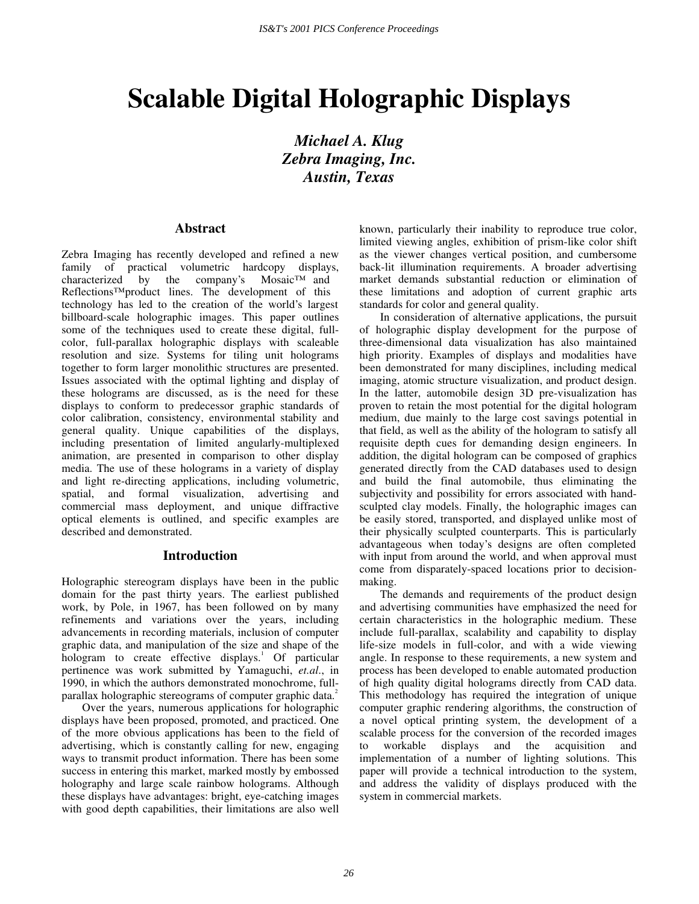# Scalable Digital Holographic Displays

***Michael A. Klug***
***Zebra Imaging, Inc.***
***Austin, Texas***

## Abstract

Zebra Imaging has recently developed and refined a new family of practical volumetric hardcopy displays, characterized by the company's Mosaic™ and Reflections™product lines. The development of this technology has led to the creation of the world's largest billboard-scale holographic images. This paper outlines some of the techniques used to create these digital, full-color, full-parallax holographic displays with scaleable resolution and size. Systems for tiling unit holograms together to form larger monolithic structures are presented. Issues associated with the optimal lighting and display of these holograms are discussed, as is the need for these displays to conform to predecessor graphic standards of color calibration, consistency, environmental stability and general quality. Unique capabilities of the displays, including presentation of limited angularly-multiplexed animation, are presented in comparison to other display media. The use of these holograms in a variety of display and light re-directing applications, including volumetric, spatial, and formal visualization, advertising and commercial mass deployment, and unique diffractive optical elements is outlined, and specific examples are described and demonstrated.

## Introduction

Holographic stereogram displays have been in the public domain for the past thirty years. The earliest published work, by Pole, in 1967, has been followed on by many refinements and variations over the years, including advancements in recording materials, inclusion of computer graphic data, and manipulation of the size and shape of the hologram to create effective displays.[1] Of particular pertinence was work submitted by Yamaguchi, *et.al*., in 1990, in which the authors demonstrated monochrome, full-parallax holographic stereograms of computer graphic data.[2]

Over the years, numerous applications for holographic displays have been proposed, promoted, and practiced. One of the more obvious applications has been to the field of advertising, which is constantly calling for new, engaging ways to transmit product information. There has been some success in entering this market, marked mostly by embossed holography and large scale rainbow holograms. Although these displays have advantages: bright, eye-catching images with good depth capabilities, their limitations are also well known, particularly their inability to reproduce true color, limited viewing angles, exhibition of prism-like color shift as the viewer changes vertical position, and cumbersome back-lit illumination requirements. A broader advertising market demands substantial reduction or elimination of these limitations and adoption of current graphic arts standards for color and general quality.

In consideration of alternative applications, the pursuit of holographic display development for the purpose of three-dimensional data visualization has also maintained high priority. Examples of displays and modalities have been demonstrated for many disciplines, including medical imaging, atomic structure visualization, and product design. In the latter, automobile design 3D pre-visualization has proven to retain the most potential for the digital hologram medium, due mainly to the large cost savings potential in that field, as well as the ability of the hologram to satisfy all requisite depth cues for demanding design engineers. In addition, the digital hologram can be composed of graphics generated directly from the CAD databases used to design and build the final automobile, thus eliminating the subjectivity and possibility for errors associated with hand-sculpted clay models. Finally, the holographic images can be easily stored, transported, and displayed unlike most of their physically sculpted counterparts. This is particularly advantageous when today's designs are often completed with input from around the world, and when approval must come from disparately-spaced locations prior to decision-making.

The demands and requirements of the product design and advertising communities have emphasized the need for certain characteristics in the holographic medium. These include full-parallax, scalability and capability to display life-size models in full-color, and with a wide viewing angle. In response to these requirements, a new system and process has been developed to enable automated production of high quality digital holograms directly from CAD data. This methodology has required the integration of unique computer graphic rendering algorithms, the construction of a novel optical printing system, the development of a scalable process for the conversion of the recorded images to workable displays and the acquisition and implementation of a number of lighting solutions. This paper will provide a technical introduction to the system, and address the validity of displays produced with the system in commercial markets.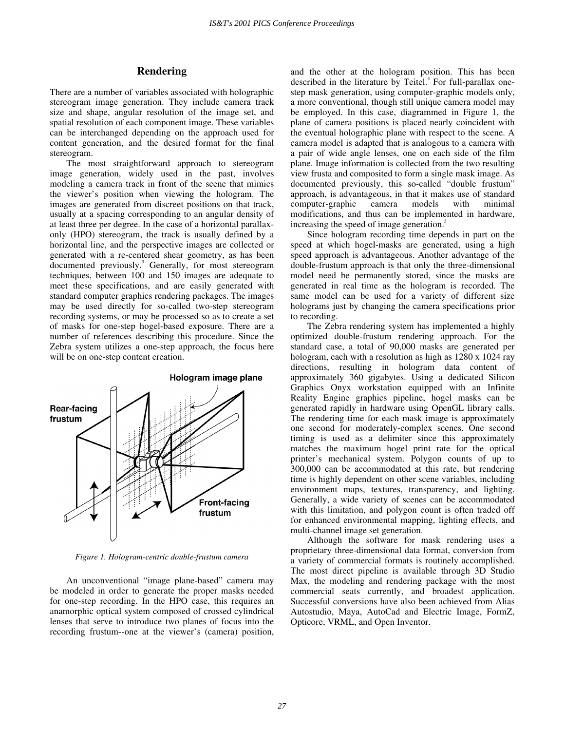## Rendering

There are a number of variables associated with holographic stereogram image generation. They include camera track size and shape, angular resolution of the image set, and spatial resolution of each component image. These variables can be interchanged depending on the approach used for content generation, and the desired format for the final stereogram.

The most straightforward approach to stereogram image generation, widely used in the past, involves modeling a camera track in front of the scene that mimics the viewer's position when viewing the hologram. The images are generated from discreet positions on that track, usually at a spacing corresponding to an angular density of at least three per degree. In the case of a horizontal parallax-only (HPO) stereogram, the track is usually defined by a horizontal line, and the perspective images are collected or generated with a re-centered shear geometry, as has been documented previously.[3] Generally, for most stereogram techniques, between 100 and 150 images are adequate to meet these specifications, and are easily generated with standard computer graphics rendering packages. The images may be used directly for so-called two-step stereogram recording systems, or may be processed so as to create a set of masks for one-step hogel-based exposure. There are a number of references describing this procedure. Since the Zebra system utilizes a one-step approach, the focus here will be on one-step content creation.

*Figure 1. Hologram-centric double-frustum camera*

An unconventional "image plane-based" camera may be modeled in order to generate the proper masks needed for one-step recording. In the HPO case, this requires an anamorphic optical system composed of crossed cylindrical lenses that serve to introduce two planes of focus into the recording frustum--one at the viewer's (camera) position, and the other at the hologram position. This has been described in the literature by Teitel.[4] For full-parallax one-step mask generation, using computer-graphic models only, a more conventional, though still unique camera model may be employed. In this case, diagrammed in Figure 1, the plane of camera positions is placed nearly coincident with the eventual holographic plane with respect to the scene. A camera model is adapted that is analogous to a camera with a pair of wide angle lenses, one on each side of the film plane. Image information is collected from the two resulting view frusta and composited to form a single mask image. As documented previously, this so-called "double frustum" approach, is advantageous, in that it makes use of standard computer-graphic camera models with minimal modifications, and thus can be implemented in hardware, increasing the speed of image generation.[5]

Since hologram recording time depends in part on the speed at which hogel-masks are generated, using a high speed approach is advantageous. Another advantage of the double-frustum approach is that only the three-dimensional model need be permanently stored, since the masks are generated in real time as the hologram is recorded. The same model can be used for a variety of different size holograms just by changing the camera specifications prior to recording.

The Zebra rendering system has implemented a highly optimized double-frustum rendering approach. For the standard case, a total of 90,000 masks are generated per hologram, each with a resolution as high as 1280 x 1024 ray directions, resulting in hologram data content of approximately 360 gigabytes. Using a dedicated Silicon Graphics Onyx workstation equipped with an Infinite Reality Engine graphics pipeline, hogel masks can be generated rapidly in hardware using OpenGL library calls. The rendering time for each mask image is approximately one second for moderately-complex scenes. One second timing is used as a delimiter since this approximately matches the maximum hogel print rate for the optical printer's mechanical system. Polygon counts of up to 300,000 can be accommodated at this rate, but rendering time is highly dependent on other scene variables, including environment maps, textures, transparency, and lighting. Generally, a wide variety of scenes can be accommodated with this limitation, and polygon count is often traded off for enhanced environmental mapping, lighting effects, and multi-channel image set generation.

Although the software for mask rendering uses a proprietary three-dimensional data format, conversion from a variety of commercial formats is routinely accomplished. The most direct pipeline is available through 3D Studio Max, the modeling and rendering package with the most commercial seats currently, and broadest application. Successful conversions have also been achieved from Alias Autostudio, Maya, AutoCad and Electric Image, FormZ, Opticore, VRML, and Open Inventor.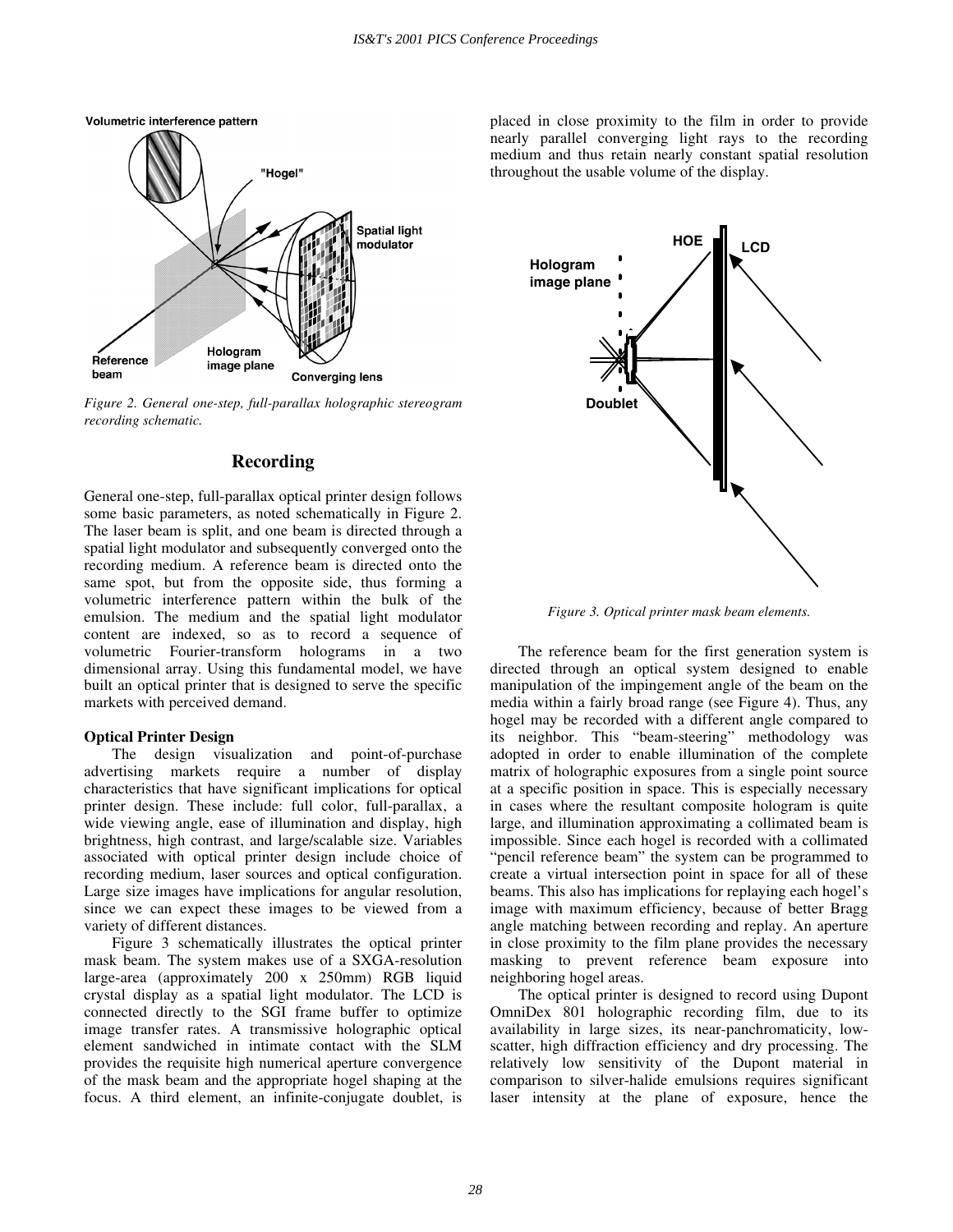*Figure 2. General one-step, full-parallax holographic stereogram recording schematic.*

## Recording

General one-step, full-parallax optical printer design follows some basic parameters, as noted schematically in Figure 2. The laser beam is split, and one beam is directed through a spatial light modulator and subsequently converged onto the recording medium. A reference beam is directed onto the same spot, but from the opposite side, thus forming a volumetric interference pattern within the bulk of the emulsion. The medium and the spatial light modulator content are indexed, so as to record a sequence of volumetric Fourier-transform holograms in a two dimensional array. Using this fundamental model, we have built an optical printer that is designed to serve the specific markets with perceived demand.

### Optical Printer Design

The design visualization and point-of-purchase advertising markets require a number of display characteristics that have significant implications for optical printer design. These include: full color, full-parallax, a wide viewing angle, ease of illumination and display, high brightness, high contrast, and large/scalable size. Variables associated with optical printer design include choice of recording medium, laser sources and optical configuration. Large size images have implications for angular resolution, since we can expect these images to be viewed from a variety of different distances.

Figure 3 schematically illustrates the optical printer mask beam. The system makes use of a SXGA-resolution large-area (approximately 200 x 250mm) RGB liquid crystal display as a spatial light modulator. The LCD is connected directly to the SGI frame buffer to optimize image transfer rates. A transmissive holographic optical element sandwiched in intimate contact with the SLM provides the requisite high numerical aperture convergence of the mask beam and the appropriate hogel shaping at the focus. A third element, an infinite-conjugate doublet, is placed in close proximity to the film in order to provide nearly parallel converging light rays to the recording medium and thus retain nearly constant spatial resolution throughout the usable volume of the display.

*Figure 3. Optical printer mask beam elements.*

The reference beam for the first generation system is directed through an optical system designed to enable manipulation of the impingement angle of the beam on the media within a fairly broad range (see Figure 4). Thus, any hogel may be recorded with a different angle compared to its neighbor. This "beam-steering" methodology was adopted in order to enable illumination of the complete matrix of holographic exposures from a single point source at a specific position in space. This is especially necessary in cases where the resultant composite hologram is quite large, and illumination approximating a collimated beam is impossible. Since each hogel is recorded with a collimated "pencil reference beam" the system can be programmed to create a virtual intersection point in space for all of these beams. This also has implications for replaying each hogel's image with maximum efficiency, because of better Bragg angle matching between recording and replay. An aperture in close proximity to the film plane provides the necessary masking to prevent reference beam exposure into neighboring hogel areas.

The optical printer is designed to record using Dupont OmniDex 801 holographic recording film, due to its availability in large sizes, its near-panchromaticity, low-scatter, high diffraction efficiency and dry processing. The relatively low sensitivity of the Dupont material in comparison to silver-halide emulsions requires significant laser intensity at the plane of exposure, hence the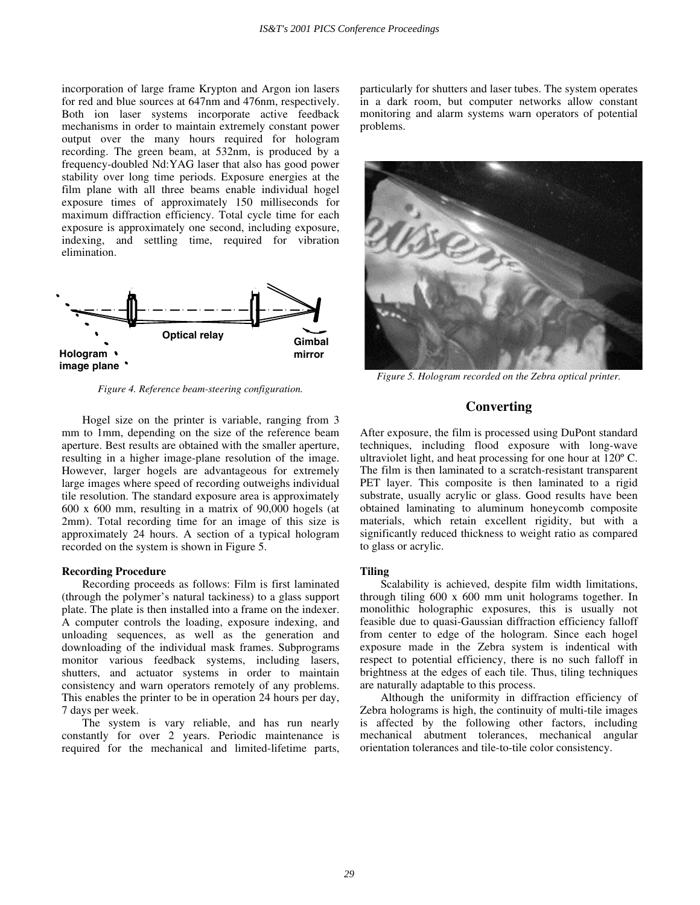incorporation of large frame Krypton and Argon ion lasers for red and blue sources at 647nm and 476nm, respectively. Both ion laser systems incorporate active feedback mechanisms in order to maintain extremely constant power output over the many hours required for hologram recording. The green beam, at 532nm, is produced by a frequency-doubled Nd:YAG laser that also has good power stability over long time periods. Exposure energies at the film plane with all three beams enable individual hogel exposure times of approximately 150 milliseconds for maximum diffraction efficiency. Total cycle time for each exposure is approximately one second, including exposure, indexing, and settling time, required for vibration elimination.

*Figure 4. Reference beam-steering configuration.*

Hogel size on the printer is variable, ranging from 3 mm to 1mm, depending on the size of the reference beam aperture. Best results are obtained with the smaller aperture, resulting in a higher image-plane resolution of the image. However, larger hogels are advantageous for extremely large images where speed of recording outweighs individual tile resolution. The standard exposure area is approximately 600 x 600 mm, resulting in a matrix of 90,000 hogels (at 2mm). Total recording time for an image of this size is approximately 24 hours. A section of a typical hologram recorded on the system is shown in Figure 5.

**Recording Procedure**

Recording proceeds as follows: Film is first laminated (through the polymer's natural tackiness) to a glass support plate. The plate is then installed into a frame on the indexer. A computer controls the loading, exposure indexing, and unloading sequences, as well as the generation and downloading of the individual mask frames. Subprograms monitor various feedback systems, including lasers, shutters, and actuator systems in order to maintain consistency and warn operators remotely of any problems. This enables the printer to be in operation 24 hours per day, 7 days per week.

The system is vary reliable, and has run nearly constantly for over 2 years. Periodic maintenance is required for the mechanical and limited-lifetime parts, particularly for shutters and laser tubes. The system operates in a dark room, but computer networks allow constant monitoring and alarm systems warn operators of potential problems.

*Figure 5. Hologram recorded on the Zebra optical printer.*

## Converting

After exposure, the film is processed using DuPont standard techniques, including flood exposure with long-wave ultraviolet light, and heat processing for one hour at 120º C. The film is then laminated to a scratch-resistant transparent PET layer. This composite is then laminated to a rigid substrate, usually acrylic or glass. Good results have been obtained laminating to aluminum honeycomb composite materials, which retain excellent rigidity, but with a significantly reduced thickness to weight ratio as compared to glass or acrylic.

**Tiling**

Scalability is achieved, despite film width limitations, through tiling 600 x 600 mm unit holograms together. In monolithic holographic exposures, this is usually not feasible due to quasi-Gaussian diffraction efficiency falloff from center to edge of the hologram. Since each hogel exposure made in the Zebra system is indentical with respect to potential efficiency, there is no such falloff in brightness at the edges of each tile. Thus, tiling techniques are naturally adaptable to this process.

Although the uniformity in diffraction efficiency of Zebra holograms is high, the continuity of multi-tile images is affected by the following other factors, including mechanical abutment tolerances, mechanical angular orientation tolerances and tile-to-tile color consistency.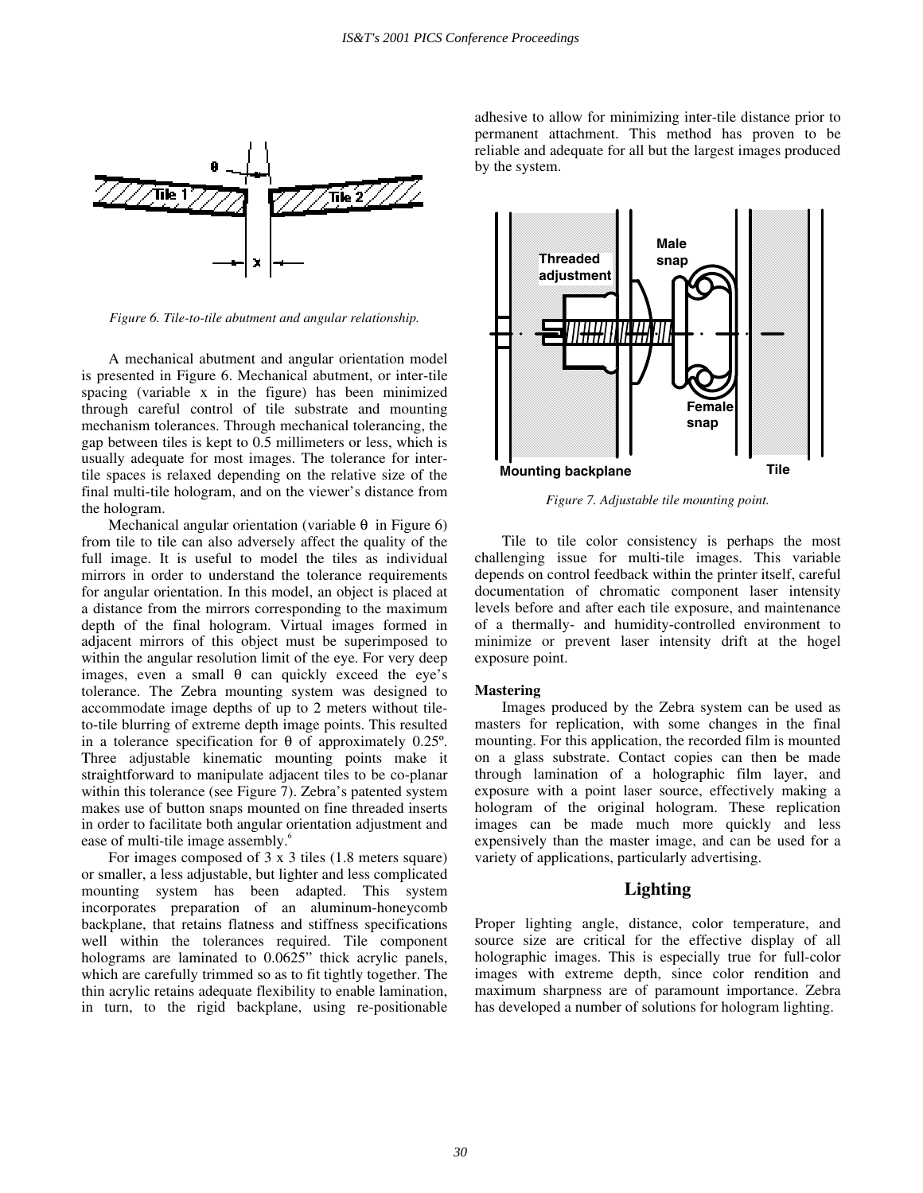Figure 6. Tile-to-tile abutment and angular relationship.

A mechanical abutment and angular orientation model is presented in Figure 6. Mechanical abutment, or inter-tile spacing (variable x in the figure) has been minimized through careful control of tile substrate and mounting mechanism tolerances. Through mechanical tolerancing, the gap between tiles is kept to 0.5 millimeters or less, which is usually adequate for most images. The tolerance for inter-tile spaces is relaxed depending on the relative size of the final multi-tile hologram, and on the viewer's distance from the hologram.

Mechanical angular orientation (variable $\theta$ in Figure 6) from tile to tile can also adversely affect the quality of the full image. It is useful to model the tiles as individual mirrors in order to understand the tolerance requirements for angular orientation. In this model, an object is placed at a distance from the mirrors corresponding to the maximum depth of the final hologram. Virtual images formed in adjacent mirrors of this object must be superimposed to within the angular resolution limit of the eye. For very deep images, even a small $\theta$ can quickly exceed the eye's tolerance. The Zebra mounting system was designed to accommodate image depths of up to 2 meters without tile-to-tile blurring of extreme depth image points. This resulted in a tolerance specification for $\theta$ of approximately 0.25º. Three adjustable kinematic mounting points make it straightforward to manipulate adjacent tiles to be co-planar within this tolerance (see Figure 7). Zebra's patented system makes use of button snaps mounted on fine threaded inserts in order to facilitate both angular orientation adjustment and ease of multi-tile image assembly.[6]

For images composed of 3 x 3 tiles (1.8 meters square) or smaller, a less adjustable, but lighter and less complicated mounting system has been adapted. This system incorporates preparation of an aluminum-honeycomb backplane, that retains flatness and stiffness specifications well within the tolerances required. Tile component holograms are laminated to 0.0625" thick acrylic panels, which are carefully trimmed so as to fit tightly together. The thin acrylic retains adequate flexibility to enable lamination, in turn, to the rigid backplane, using re-positionable adhesive to allow for minimizing inter-tile distance prior to permanent attachment. This method has proven to be reliable and adequate for all but the largest images produced by the system.

Figure 7. Adjustable tile mounting point.

Tile to tile color consistency is perhaps the most challenging issue for multi-tile images. This variable depends on control feedback within the printer itself, careful documentation of chromatic component laser intensity levels before and after each tile exposure, and maintenance of a thermally- and humidity-controlled environment to minimize or prevent laser intensity drift at the hogel exposure point.

### Mastering

Images produced by the Zebra system can be used as masters for replication, with some changes in the final mounting. For this application, the recorded film is mounted on a glass substrate. Contact copies can then be made through lamination of a holographic film layer, and exposure with a point laser source, effectively making a hologram of the original hologram. These replication images can be made much more quickly and less expensively than the master image, and can be used for a variety of applications, particularly advertising.

## Lighting

Proper lighting angle, distance, color temperature, and source size are critical for the effective display of all holographic images. This is especially true for full-color images with extreme depth, since color rendition and maximum sharpness are of paramount importance. Zebra has developed a number of solutions for hologram lighting.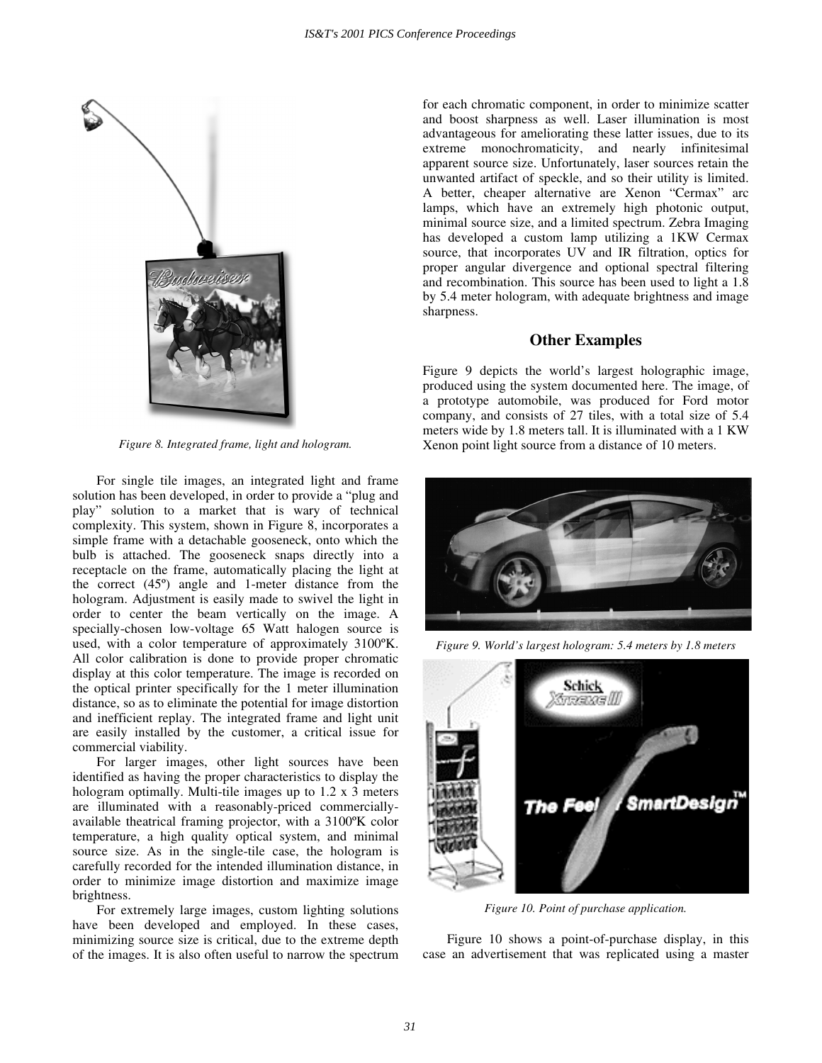Figure 8. Integrated frame, light and hologram.

For single tile images, an integrated light and frame solution has been developed, in order to provide a "plug and play" solution to a market that is wary of technical complexity. This system, shown in Figure 8, incorporates a simple frame with a detachable gooseneck, onto which the bulb is attached. The gooseneck snaps directly into a receptacle on the frame, automatically placing the light at the correct (45º) angle and 1-meter distance from the hologram. Adjustment is easily made to swivel the light in order to center the beam vertically on the image. A specially-chosen low-voltage 65 Watt halogen source is used, with a color temperature of approximately 3100ºK. All color calibration is done to provide proper chromatic display at this color temperature. The image is recorded on the optical printer specifically for the 1 meter illumination distance, so as to eliminate the potential for image distortion and inefficient replay. The integrated frame and light unit are easily installed by the customer, a critical issue for commercial viability.

For larger images, other light sources have been identified as having the proper characteristics to display the hologram optimally. Multi-tile images up to 1.2 x 3 meters are illuminated with a reasonably-priced commercially-available theatrical framing projector, with a 3100ºK color temperature, a high quality optical system, and minimal source size. As in the single-tile case, the hologram is carefully recorded for the intended illumination distance, in order to minimize image distortion and maximize image brightness.

For extremely large images, custom lighting solutions have been developed and employed. In these cases, minimizing source size is critical, due to the extreme depth of the images. It is also often useful to narrow the spectrum for each chromatic component, in order to minimize scatter and boost sharpness as well. Laser illumination is most advantageous for ameliorating these latter issues, due to its extreme monochromaticity, and nearly infinitesimal apparent source size. Unfortunately, laser sources retain the unwanted artifact of speckle, and so their utility is limited. A better, cheaper alternative are Xenon "Cermax" arc lamps, which have an extremely high photonic output, minimal source size, and a limited spectrum. Zebra Imaging has developed a custom lamp utilizing a 1KW Cermax source, that incorporates UV and IR filtration, optics for proper angular divergence and optional spectral filtering and recombination. This source has been used to light a 1.8 by 5.4 meter hologram, with adequate brightness and image sharpness.

## Other Examples

Figure 9 depicts the world's largest holographic image, produced using the system documented here. The image, of a prototype automobile, was produced for Ford motor company, and consists of 27 tiles, with a total size of 5.4 meters wide by 1.8 meters tall. It is illuminated with a 1 KW Xenon point light source from a distance of 10 meters.

Figure 9. World's largest hologram: 5.4 meters by 1.8 meters

Figure 10. Point of purchase application.

Figure 10 shows a point-of-purchase display, in this case an advertisement that was replicated using a master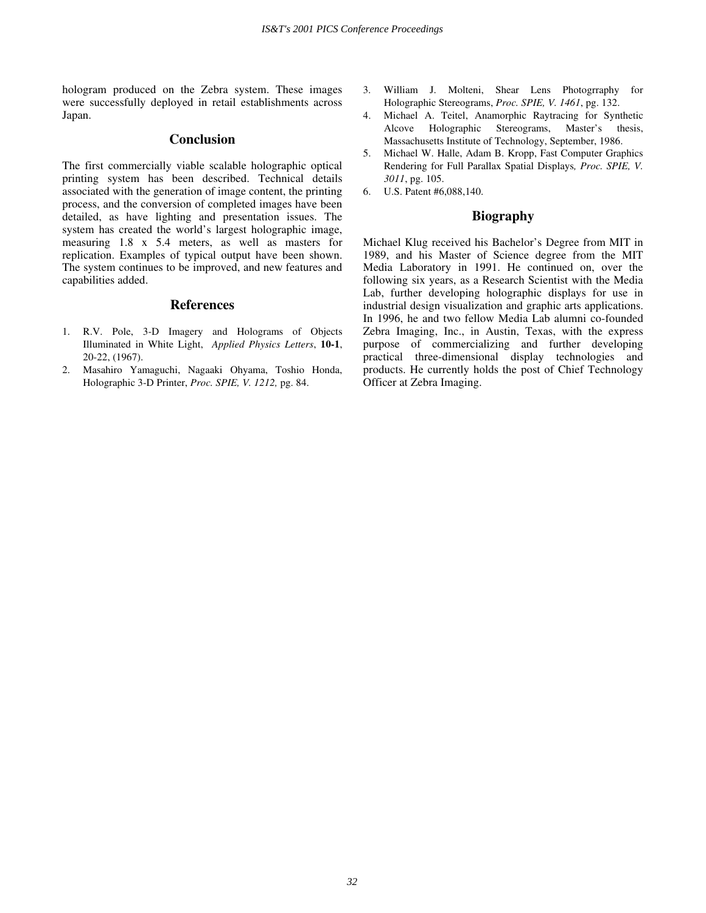hologram produced on the Zebra system. These images were successfully deployed in retail establishments across Japan.

## Conclusion

The first commercially viable scalable holographic optical printing system has been described. Technical details associated with the generation of image content, the printing process, and the conversion of completed images have been detailed, as have lighting and presentation issues. The system has created the world's largest holographic image, measuring 1.8 x 5.4 meters, as well as masters for replication. Examples of typical output have been shown. The system continues to be improved, and new features and capabilities added.

## References

1. R.V. Pole, 3-D Imagery and Holograms of Objects Illuminated in White Light, *Applied Physics Letters*, **10-1**, 20-22, (1967).
2. Masahiro Yamaguchi, Nagaaki Ohyama, Toshio Honda, Holographic 3-D Printer, *Proc. SPIE, V. 1212,* pg. 84.
3. William J. Molteni, Shear Lens Photogrraphy for Holographic Stereograms, *Proc. SPIE, V. 1461*, pg. 132.
4. Michael A. Teitel, Anamorphic Raytracing for Synthetic Alcove Holographic Stereograms, Master's thesis, Massachusetts Institute of Technology, September, 1986.
5. Michael W. Halle, Adam B. Kropp, Fast Computer Graphics Rendering for Full Parallax Spatial Displays*, Proc. SPIE, V. 3011*, pg. 105.
6. U.S. Patent #6,088,140.

## Biography

Michael Klug received his Bachelor's Degree from MIT in 1989, and his Master of Science degree from the MIT Media Laboratory in 1991. He continued on, over the following six years, as a Research Scientist with the Media Lab, further developing holographic displays for use in industrial design visualization and graphic arts applications. In 1996, he and two fellow Media Lab alumni co-founded Zebra Imaging, Inc., in Austin, Texas, with the express purpose of commercializing and further developing practical three-dimensional display technologies and products. He currently holds the post of Chief Technology Officer at Zebra Imaging.